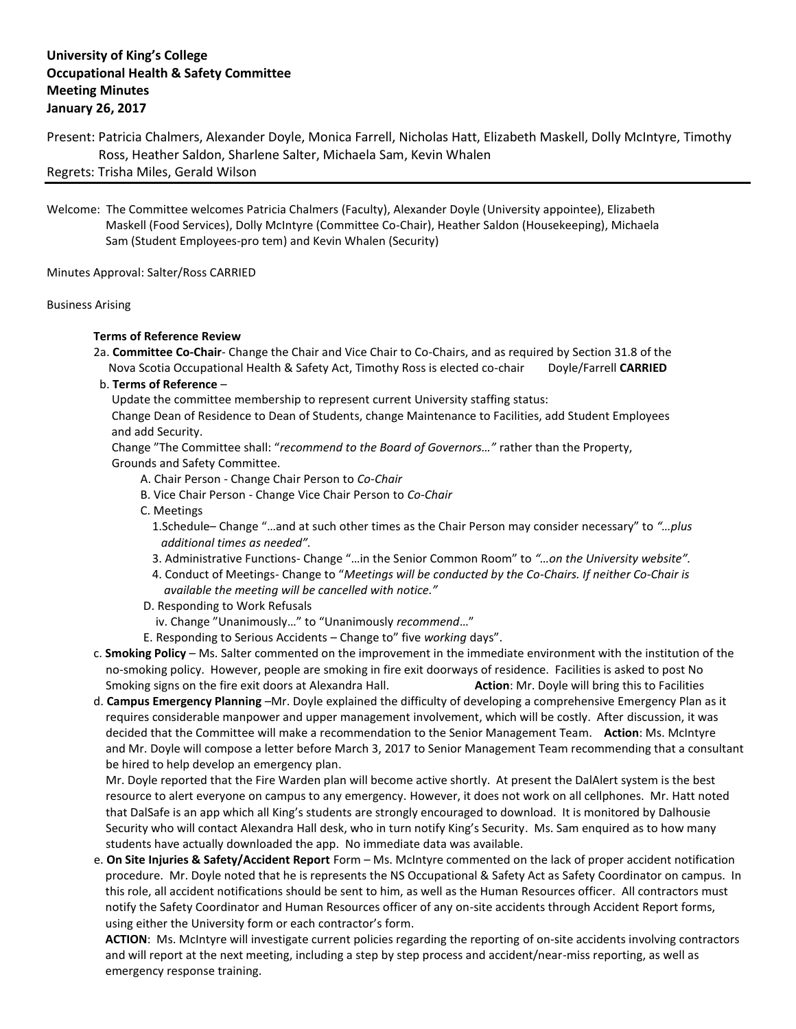**University of King's College**
**Occupational Health & Safety Committee**
**Meeting Minutes**
**January 26, 2017**

Present: Patricia Chalmers, Alexander Doyle, Monica Farrell, Nicholas Hatt, Elizabeth Maskell, Dolly McIntyre, Timothy Ross, Heather Saldon, Sharlene Salter, Michaela Sam, Kevin Whalen
Regrets: Trisha Miles, Gerald Wilson

---

Welcome: The Committee welcomes Patricia Chalmers (Faculty), Alexander Doyle (University appointee), Elizabeth Maskell (Food Services), Dolly McIntyre (Committee Co-Chair), Heather Saldon (Housekeeping), Michaela Sam (Student Employees-pro tem) and Kevin Whalen (Security)

Minutes Approval: Salter/Ross CARRIED

Business Arising

**Terms of Reference Review**

2a. **Committee Co-Chair**- Change the Chair and Vice Chair to Co-Chairs, and as required by Section 31.8 of the Nova Scotia Occupational Health & Safety Act, Timothy Ross is elected co-chair Doyle/Farrell **CARRIED**

b. **Terms of Reference** –
Update the committee membership to represent current University staffing status:
Change Dean of Residence to Dean of Students, change Maintenance to Facilities, add Student Employees and add Security.
Change "The Committee shall: "*recommend to the Board of Governors…"* rather than the Property, Grounds and Safety Committee.

A. Chair Person - Change Chair Person to *Co-Chair*
B. Vice Chair Person - Change Vice Chair Person to *Co-Chair*
C. Meetings
  1.Schedule– Change "…and at such other times as the Chair Person may consider necessary" to *"…plus additional times as needed".*
  3. Administrative Functions- Change "…in the Senior Common Room" to *"…on the University website".*
  4. Conduct of Meetings- Change to "*Meetings will be conducted by the Co-Chairs. If neither Co-Chair is available the meeting will be cancelled with notice."*
D. Responding to Work Refusals
  iv. Change "Unanimously…" to "Unanimously *recommend*…"
E. Responding to Serious Accidents – Change to" five *working* days".

c. **Smoking Policy** – Ms. Salter commented on the improvement in the immediate environment with the institution of the no-smoking policy. However, people are smoking in fire exit doorways of residence. Facilities is asked to post No Smoking signs on the fire exit doors at Alexandra Hall. **Action**: Mr. Doyle will bring this to Facilities

d. **Campus Emergency Planning** –Mr. Doyle explained the difficulty of developing a comprehensive Emergency Plan as it requires considerable manpower and upper management involvement, which will be costly. After discussion, it was decided that the Committee will make a recommendation to the Senior Management Team. **Action**: Ms. McIntyre and Mr. Doyle will compose a letter before March 3, 2017 to Senior Management Team recommending that a consultant be hired to help develop an emergency plan.
Mr. Doyle reported that the Fire Warden plan will become active shortly. At present the DalAlert system is the best resource to alert everyone on campus to any emergency. However, it does not work on all cellphones. Mr. Hatt noted that DalSafe is an app which all King's students are strongly encouraged to download. It is monitored by Dalhousie Security who will contact Alexandra Hall desk, who in turn notify King's Security. Ms. Sam enquired as to how many students have actually downloaded the app. No immediate data was available.

e. **On Site Injuries & Safety/Accident Report** Form – Ms. McIntyre commented on the lack of proper accident notification procedure. Mr. Doyle noted that he is represents the NS Occupational & Safety Act as Safety Coordinator on campus. In this role, all accident notifications should be sent to him, as well as the Human Resources officer. All contractors must notify the Safety Coordinator and Human Resources officer of any on-site accidents through Accident Report forms, using either the University form or each contractor's form.
**ACTION**: Ms. McIntyre will investigate current policies regarding the reporting of on-site accidents involving contractors and will report at the next meeting, including a step by step process and accident/near-miss reporting, as well as emergency response training.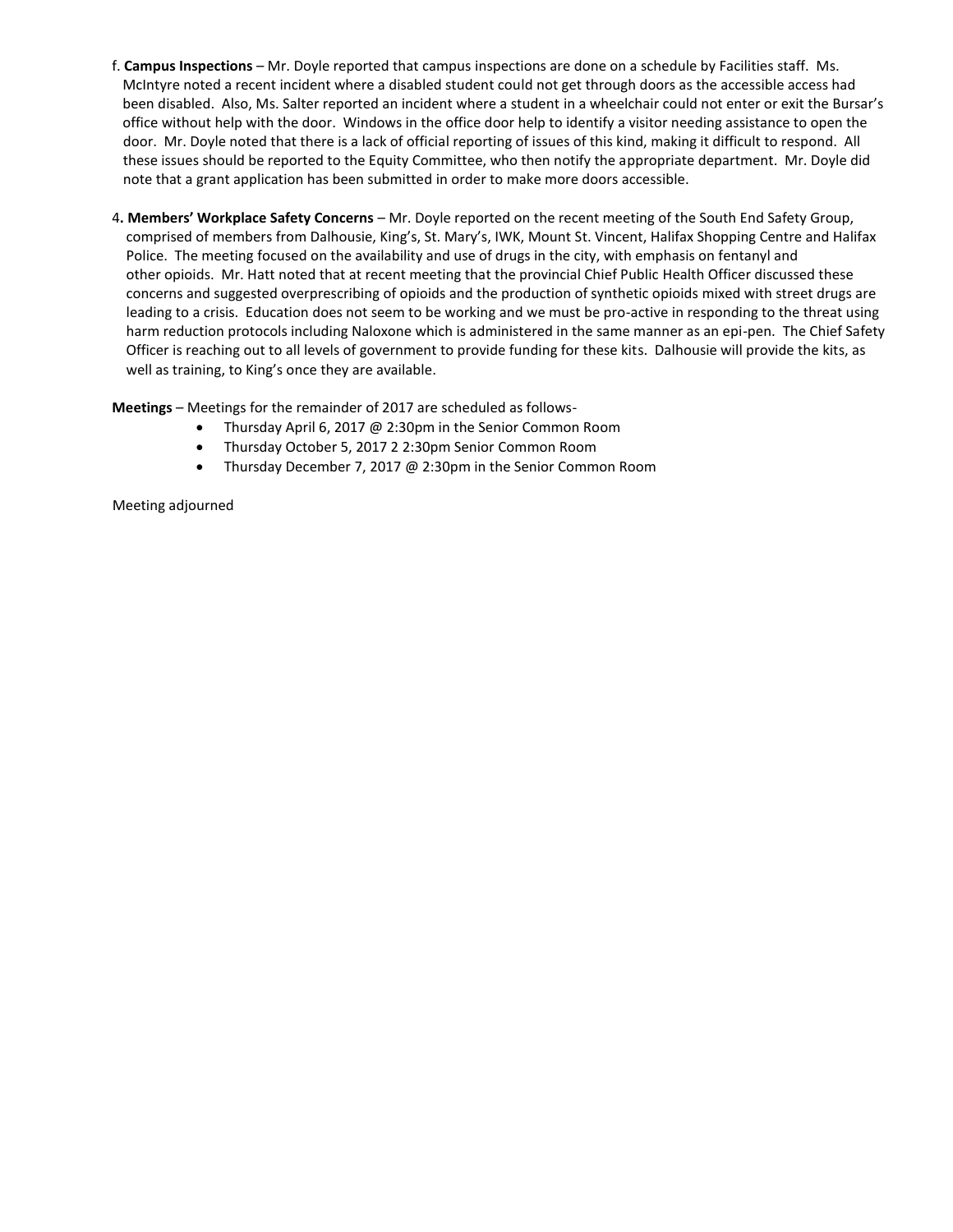f. **Campus Inspections** – Mr. Doyle reported that campus inspections are done on a schedule by Facilities staff. Ms. McIntyre noted a recent incident where a disabled student could not get through doors as the accessible access had been disabled. Also, Ms. Salter reported an incident where a student in a wheelchair could not enter or exit the Bursar's office without help with the door. Windows in the office door help to identify a visitor needing assistance to open the door. Mr. Doyle noted that there is a lack of official reporting of issues of this kind, making it difficult to respond. All these issues should be reported to the Equity Committee, who then notify the appropriate department. Mr. Doyle did note that a grant application has been submitted in order to make more doors accessible.

4**. Members' Workplace Safety Concerns** – Mr. Doyle reported on the recent meeting of the South End Safety Group, comprised of members from Dalhousie, King's, St. Mary's, IWK, Mount St. Vincent, Halifax Shopping Centre and Halifax Police. The meeting focused on the availability and use of drugs in the city, with emphasis on fentanyl and other opioids. Mr. Hatt noted that at recent meeting that the provincial Chief Public Health Officer discussed these concerns and suggested overprescribing of opioids and the production of synthetic opioids mixed with street drugs are leading to a crisis. Education does not seem to be working and we must be pro-active in responding to the threat using harm reduction protocols including Naloxone which is administered in the same manner as an epi-pen. The Chief Safety Officer is reaching out to all levels of government to provide funding for these kits. Dalhousie will provide the kits, as well as training, to King's once they are available.

**Meetings** – Meetings for the remainder of 2017 are scheduled as follows-

- Thursday April 6, 2017 @ 2:30pm in the Senior Common Room
- Thursday October 5, 2017 2 2:30pm Senior Common Room
- Thursday December 7, 2017 @ 2:30pm in the Senior Common Room

Meeting adjourned